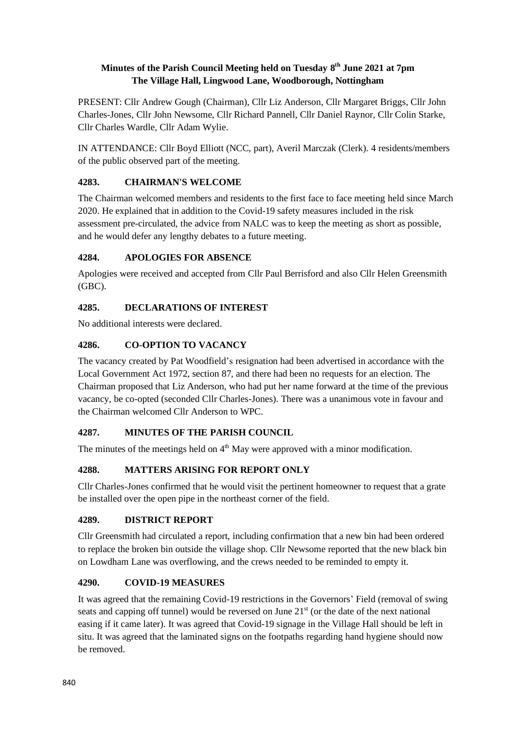**Minutes of the Parish Council Meeting held on Tuesday 8th June 2021 at 7pm**
**The Village Hall, Lingwood Lane, Woodborough, Nottingham**

PRESENT: Cllr Andrew Gough (Chairman), Cllr Liz Anderson, Cllr Margaret Briggs, Cllr John Charles-Jones, Cllr John Newsome, Cllr Richard Pannell, Cllr Daniel Raynor, Cllr Colin Starke, Cllr Charles Wardle, Cllr Adam Wylie.

IN ATTENDANCE: Cllr Boyd Elliott (NCC, part), Averil Marczak (Clerk). 4 residents/members of the public observed part of the meeting.

### 4283. CHAIRMAN'S WELCOME

The Chairman welcomed members and residents to the first face to face meeting held since March 2020. He explained that in addition to the Covid-19 safety measures included in the risk assessment pre-circulated, the advice from NALC was to keep the meeting as short as possible, and he would defer any lengthy debates to a future meeting.

### 4284. APOLOGIES FOR ABSENCE

Apologies were received and accepted from Cllr Paul Berrisford and also Cllr Helen Greensmith (GBC).

### 4285. DECLARATIONS OF INTEREST

No additional interests were declared.

### 4286. CO-OPTION TO VACANCY

The vacancy created by Pat Woodfield's resignation had been advertised in accordance with the Local Government Act 1972, section 87, and there had been no requests for an election. The Chairman proposed that Liz Anderson, who had put her name forward at the time of the previous vacancy, be co-opted (seconded Cllr Charles-Jones). There was a unanimous vote in favour and the Chairman welcomed Cllr Anderson to WPC.

### 4287. MINUTES OF THE PARISH COUNCIL

The minutes of the meetings held on 4th May were approved with a minor modification.

### 4288. MATTERS ARISING FOR REPORT ONLY

Cllr Charles-Jones confirmed that he would visit the pertinent homeowner to request that a grate be installed over the open pipe in the northeast corner of the field.

### 4289. DISTRICT REPORT

Cllr Greensmith had circulated a report, including confirmation that a new bin had been ordered to replace the broken bin outside the village shop. Cllr Newsome reported that the new black bin on Lowdham Lane was overflowing, and the crews needed to be reminded to empty it.

### 4290. COVID-19 MEASURES

It was agreed that the remaining Covid-19 restrictions in the Governors' Field (removal of swing seats and capping off tunnel) would be reversed on June 21st (or the date of the next national easing if it came later). It was agreed that Covid-19 signage in the Village Hall should be left in situ. It was agreed that the laminated signs on the footpaths regarding hand hygiene should now be removed.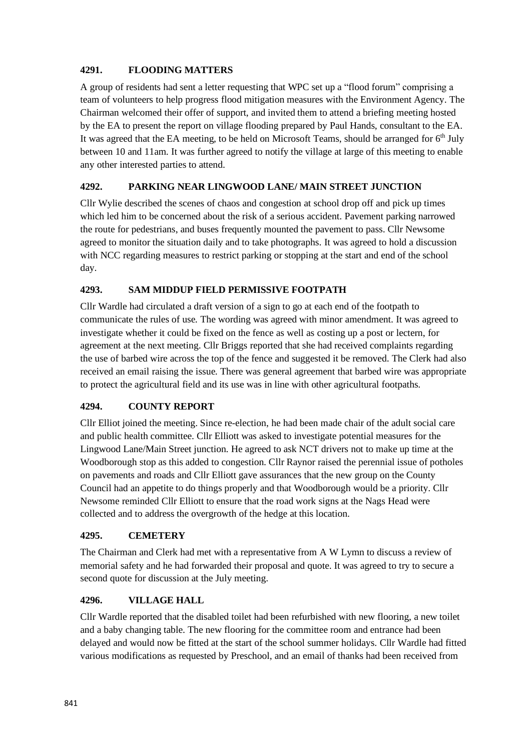### 4291. FLOODING MATTERS

A group of residents had sent a letter requesting that WPC set up a "flood forum" comprising a team of volunteers to help progress flood mitigation measures with the Environment Agency. The Chairman welcomed their offer of support, and invited them to attend a briefing meeting hosted by the EA to present the report on village flooding prepared by Paul Hands, consultant to the EA. It was agreed that the EA meeting, to be held on Microsoft Teams, should be arranged for 6th July between 10 and 11am. It was further agreed to notify the village at large of this meeting to enable any other interested parties to attend.

### 4292. PARKING NEAR LINGWOOD LANE/ MAIN STREET JUNCTION

Cllr Wylie described the scenes of chaos and congestion at school drop off and pick up times which led him to be concerned about the risk of a serious accident. Pavement parking narrowed the route for pedestrians, and buses frequently mounted the pavement to pass. Cllr Newsome agreed to monitor the situation daily and to take photographs. It was agreed to hold a discussion with NCC regarding measures to restrict parking or stopping at the start and end of the school day.

### 4293. SAM MIDDUP FIELD PERMISSIVE FOOTPATH

Cllr Wardle had circulated a draft version of a sign to go at each end of the footpath to communicate the rules of use. The wording was agreed with minor amendment. It was agreed to investigate whether it could be fixed on the fence as well as costing up a post or lectern, for agreement at the next meeting. Cllr Briggs reported that she had received complaints regarding the use of barbed wire across the top of the fence and suggested it be removed. The Clerk had also received an email raising the issue. There was general agreement that barbed wire was appropriate to protect the agricultural field and its use was in line with other agricultural footpaths.

### 4294. COUNTY REPORT

Cllr Elliot joined the meeting. Since re-election, he had been made chair of the adult social care and public health committee. Cllr Elliott was asked to investigate potential measures for the Lingwood Lane/Main Street junction. He agreed to ask NCT drivers not to make up time at the Woodborough stop as this added to congestion. Cllr Raynor raised the perennial issue of potholes on pavements and roads and Cllr Elliott gave assurances that the new group on the County Council had an appetite to do things properly and that Woodborough would be a priority. Cllr Newsome reminded Cllr Elliott to ensure that the road work signs at the Nags Head were collected and to address the overgrowth of the hedge at this location.

### 4295. CEMETERY

The Chairman and Clerk had met with a representative from A W Lymn to discuss a review of memorial safety and he had forwarded their proposal and quote. It was agreed to try to secure a second quote for discussion at the July meeting.

### 4296. VILLAGE HALL

Cllr Wardle reported that the disabled toilet had been refurbished with new flooring, a new toilet and a baby changing table. The new flooring for the committee room and entrance had been delayed and would now be fitted at the start of the school summer holidays. Cllr Wardle had fitted various modifications as requested by Preschool, and an email of thanks had been received from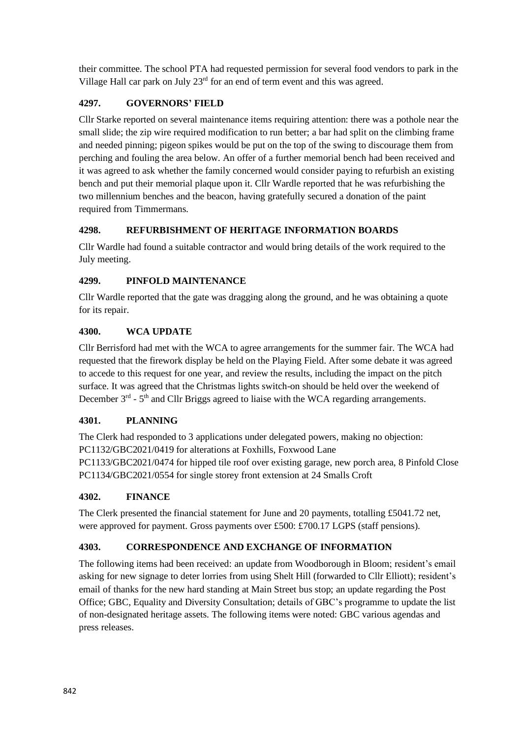their committee. The school PTA had requested permission for several food vendors to park in the Village Hall car park on July 23rd for an end of term event and this was agreed.

### 4297. GOVERNORS' FIELD

Cllr Starke reported on several maintenance items requiring attention: there was a pothole near the small slide; the zip wire required modification to run better; a bar had split on the climbing frame and needed pinning; pigeon spikes would be put on the top of the swing to discourage them from perching and fouling the area below. An offer of a further memorial bench had been received and it was agreed to ask whether the family concerned would consider paying to refurbish an existing bench and put their memorial plaque upon it. Cllr Wardle reported that he was refurbishing the two millennium benches and the beacon, having gratefully secured a donation of the paint required from Timmermans.

### 4298. REFURBISHMENT OF HERITAGE INFORMATION BOARDS

Cllr Wardle had found a suitable contractor and would bring details of the work required to the July meeting.

### 4299. PINFOLD MAINTENANCE

Cllr Wardle reported that the gate was dragging along the ground, and he was obtaining a quote for its repair.

### 4300. WCA UPDATE

Cllr Berrisford had met with the WCA to agree arrangements for the summer fair. The WCA had requested that the firework display be held on the Playing Field. After some debate it was agreed to accede to this request for one year, and review the results, including the impact on the pitch surface. It was agreed that the Christmas lights switch-on should be held over the weekend of December 3rd - 5th and Cllr Briggs agreed to liaise with the WCA regarding arrangements.

### 4301. PLANNING

The Clerk had responded to 3 applications under delegated powers, making no objection:
PC1132/GBC2021/0419 for alterations at Foxhills, Foxwood Lane
PC1133/GBC2021/0474 for hipped tile roof over existing garage, new porch area, 8 Pinfold Close
PC1134/GBC2021/0554 for single storey front extension at 24 Smalls Croft

### 4302. FINANCE

The Clerk presented the financial statement for June and 20 payments, totalling £5041.72 net, were approved for payment. Gross payments over £500: £700.17 LGPS (staff pensions).

### 4303. CORRESPONDENCE AND EXCHANGE OF INFORMATION

The following items had been received: an update from Woodborough in Bloom; resident's email asking for new signage to deter lorries from using Shelt Hill (forwarded to Cllr Elliott); resident's email of thanks for the new hard standing at Main Street bus stop; an update regarding the Post Office; GBC, Equality and Diversity Consultation; details of GBC's programme to update the list of non-designated heritage assets. The following items were noted: GBC various agendas and press releases.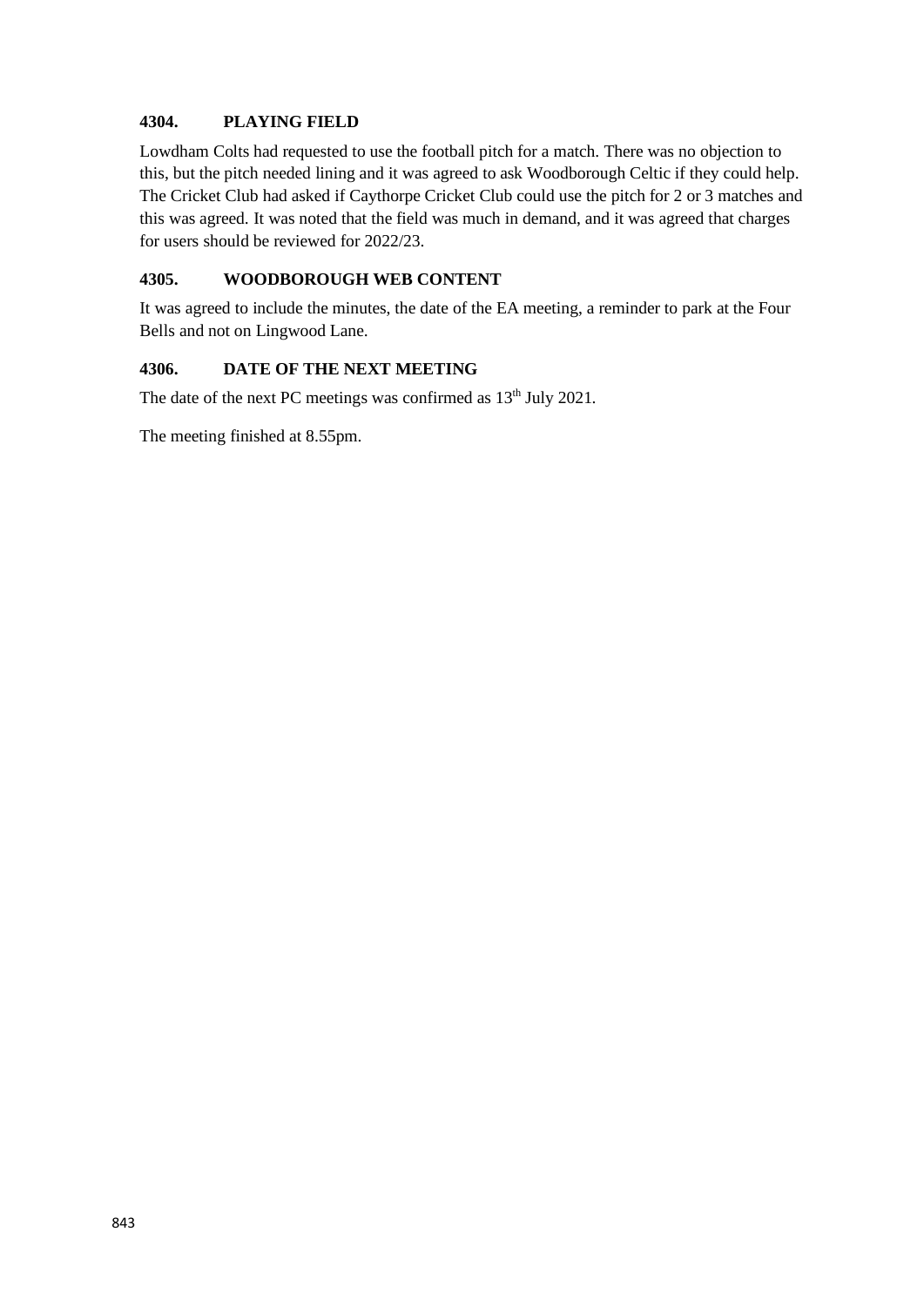### 4304. PLAYING FIELD

Lowdham Colts had requested to use the football pitch for a match. There was no objection to this, but the pitch needed lining and it was agreed to ask Woodborough Celtic if they could help. The Cricket Club had asked if Caythorpe Cricket Club could use the pitch for 2 or 3 matches and this was agreed. It was noted that the field was much in demand, and it was agreed that charges for users should be reviewed for 2022/23.

### 4305. WOODBOROUGH WEB CONTENT

It was agreed to include the minutes, the date of the EA meeting, a reminder to park at the Four Bells and not on Lingwood Lane.

### 4306. DATE OF THE NEXT MEETING

The date of the next PC meetings was confirmed as 13th July 2021.

The meeting finished at 8.55pm.